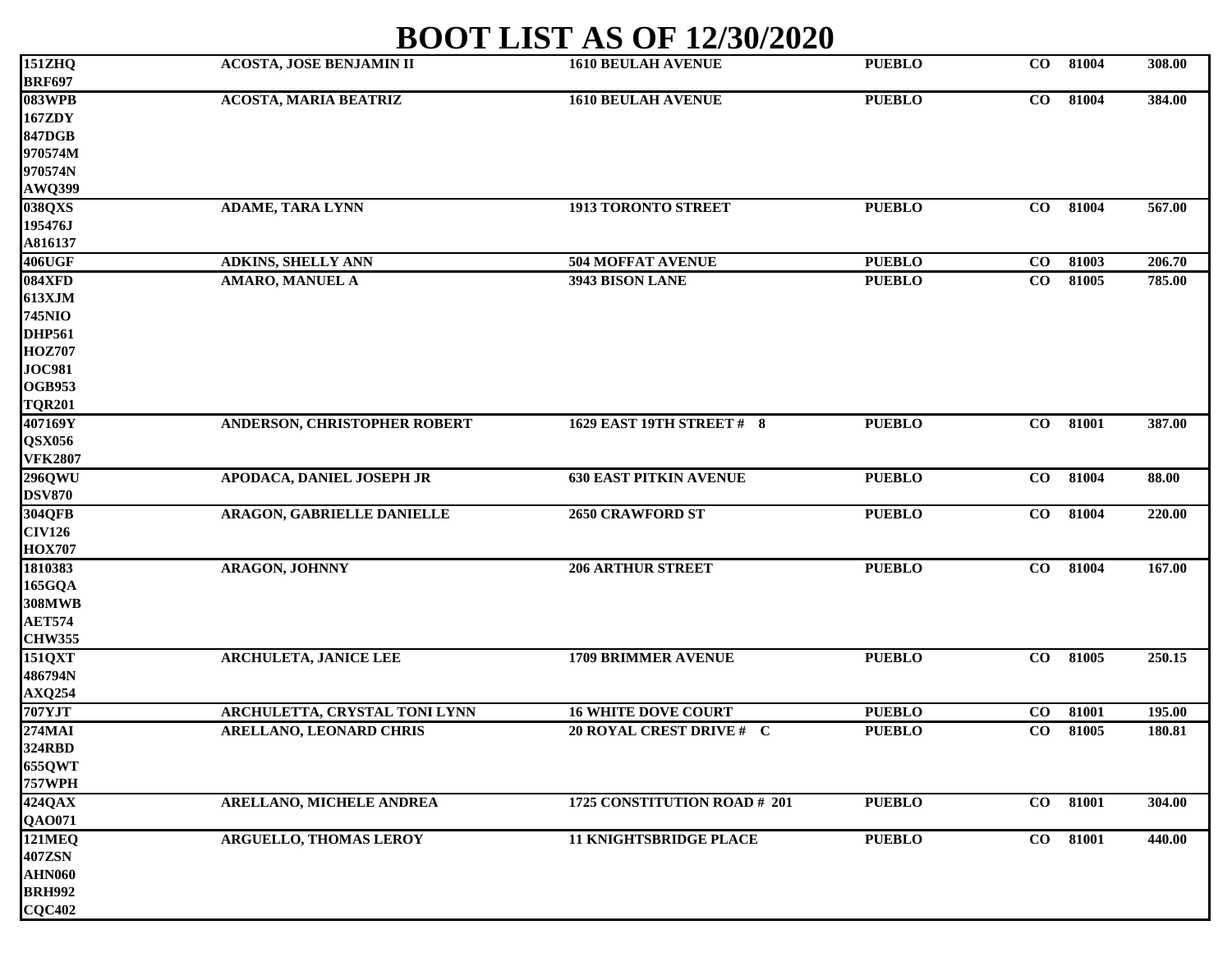# BOOT LIST AS OF 12/30/2020

| Plate | Name | Address | City | State | Zip | Amount |
|---|---|---|---|---|---|---|
| 151ZHQ<br>BRF697 | ACOSTA, JOSE BENJAMIN II | 1610 BEULAH AVENUE | PUEBLO | CO | 81004 | 308.00 |
| 083WPB<br>167ZDY<br>847DGB<br>970574M<br>970574N<br>AWQ399 | ACOSTA, MARIA BEATRIZ | 1610 BEULAH AVENUE | PUEBLO | CO | 81004 | 384.00 |
| 038QXS<br>195476J<br>A816137 | ADAME, TARA LYNN | 1913 TORONTO STREET | PUEBLO | CO | 81004 | 567.00 |
| 406UGF | ADKINS, SHELLY ANN | 504 MOFFAT AVENUE | PUEBLO | CO | 81003 | 206.70 |
| 084XFD<br>613XJM<br>745NIO<br>DHP561<br>HOZ707<br>JOC981<br>OGB953<br>TQR201 | AMARO, MANUEL A | 3943 BISON LANE | PUEBLO | CO | 81005 | 785.00 |
| 407169Y<br>QSX056<br>VFK2807 | ANDERSON, CHRISTOPHER ROBERT | 1629 EAST 19TH STREET # 8 | PUEBLO | CO | 81001 | 387.00 |
| 296QWU<br>DSV870 | APODACA, DANIEL JOSEPH JR | 630 EAST PITKIN AVENUE | PUEBLO | CO | 81004 | 88.00 |
| 304QFB<br>CIV126<br>HOX707 | ARAGON, GABRIELLE DANIELLE | 2650 CRAWFORD ST | PUEBLO | CO | 81004 | 220.00 |
| 1810383<br>165GQA<br>308MWB<br>AET574<br>CHW355 | ARAGON, JOHNNY | 206 ARTHUR STREET | PUEBLO | CO | 81004 | 167.00 |
| 151QXT<br>486794N<br>AXQ254 | ARCHULETA, JANICE LEE | 1709 BRIMMER AVENUE | PUEBLO | CO | 81005 | 250.15 |
| 707YJT | ARCHULETTA, CRYSTAL TONI LYNN | 16 WHITE DOVE COURT | PUEBLO | CO | 81001 | 195.00 |
| 274MAI<br>324RBD<br>655QWT<br>757WPH | ARELLANO, LEONARD CHRIS | 20 ROYAL CREST DRIVE # C | PUEBLO | CO | 81005 | 180.81 |
| 424QAX<br>QAO071 | ARELLANO, MICHELE ANDREA | 1725 CONSTITUTION ROAD # 201 | PUEBLO | CO | 81001 | 304.00 |
| 121MEQ<br>407ZSN<br>AHN060<br>BRH992<br>CQC402 | ARGUELLO, THOMAS LEROY | 11 KNIGHTSBRIDGE PLACE | PUEBLO | CO | 81001 | 440.00 |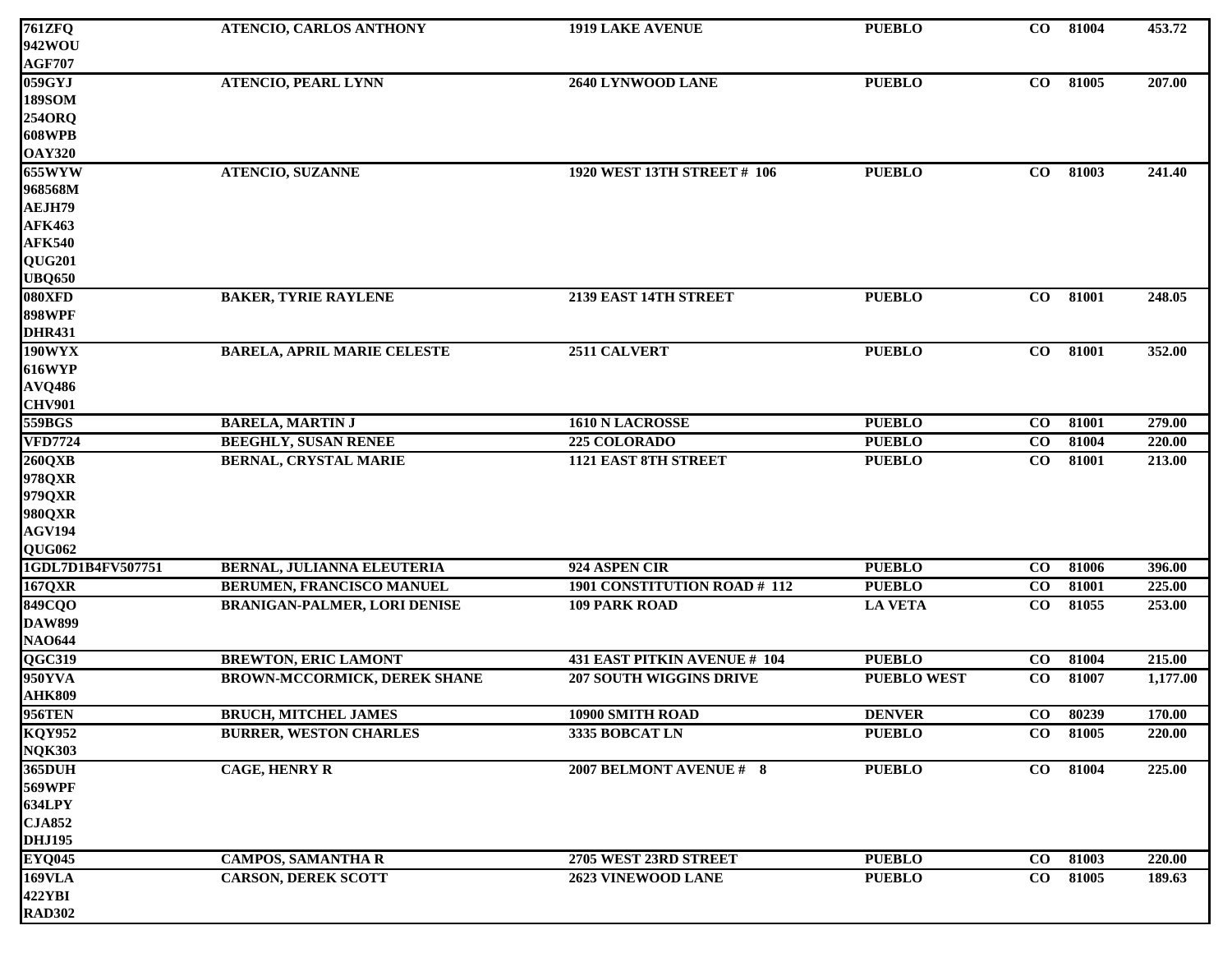| | | | | | | |
|---|---|---|---|---|---|---|
| 761ZFQ<br>942WOU<br>AGF707 | ATENCIO, CARLOS ANTHONY | 1919 LAKE AVENUE | PUEBLO | CO | 81004 | 453.72 |
| 059GYJ<br>189SOM<br>254ORQ<br>608WPB<br>OAY320 | ATENCIO, PEARL LYNN | 2640 LYNWOOD LANE | PUEBLO | CO | 81005 | 207.00 |
| 655WYW<br>968568M<br>AEJH79<br>AFK463<br>AFK540<br>QUG201<br>UBQ650 | ATENCIO, SUZANNE | 1920 WEST 13TH STREET # 106 | PUEBLO | CO | 81003 | 241.40 |
| 080XFD<br>898WPF<br>DHR431 | BAKER, TYRIE RAYLENE | 2139 EAST 14TH STREET | PUEBLO | CO | 81001 | 248.05 |
| 190WYX<br>616WYP<br>AVQ486<br>CHV901 | BARELA, APRIL MARIE CELESTE | 2511 CALVERT | PUEBLO | CO | 81001 | 352.00 |
| 559BGS | BARELA, MARTIN J | 1610 N LACROSSE | PUEBLO | CO | 81001 | 279.00 |
| VFD7724 | BEEGHLY, SUSAN RENEE | 225 COLORADO | PUEBLO | CO | 81004 | 220.00 |
| 260QXB<br>978QXR<br>979QXR<br>980QXR<br>AGV194<br>QUG062 | BERNAL, CRYSTAL MARIE | 1121 EAST 8TH STREET | PUEBLO | CO | 81001 | 213.00 |
| 1GDL7D1B4FV507751 | BERNAL, JULIANNA ELEUTERIA | 924 ASPEN CIR | PUEBLO | CO | 81006 | 396.00 |
| 167QXR | BERUMEN, FRANCISCO MANUEL | 1901 CONSTITUTION ROAD # 112 | PUEBLO | CO | 81001 | 225.00 |
| 849CQO<br>DAW899<br>NAO644 | BRANIGAN-PALMER, LORI DENISE | 109 PARK ROAD | LA VETA | CO | 81055 | 253.00 |
| QGC319 | BREWTON, ERIC LAMONT | 431 EAST PITKIN AVENUE # 104 | PUEBLO | CO | 81004 | 215.00 |
| 950YVA<br>AHK809 | BROWN-MCCORMICK, DEREK SHANE | 207 SOUTH WIGGINS DRIVE | PUEBLO WEST | CO | 81007 | 1,177.00 |
| 956TEN | BRUCH, MITCHEL JAMES | 10900 SMITH ROAD | DENVER | CO | 80239 | 170.00 |
| KQY952<br>NQK303 | BURRER, WESTON CHARLES | 3335 BOBCAT LN | PUEBLO | CO | 81005 | 220.00 |
| 365DUH<br>569WPF<br>634LPY<br>CJA852<br>DHJ195 | CAGE, HENRY R | 2007 BELMONT AVENUE # 8 | PUEBLO | CO | 81004 | 225.00 |
| EYQ045 | CAMPOS, SAMANTHA R | 2705 WEST 23RD STREET | PUEBLO | CO | 81003 | 220.00 |
| 169VLA<br>422YBI<br>RAD302 | CARSON, DEREK SCOTT | 2623 VINEWOOD LANE | PUEBLO | CO | 81005 | 189.63 |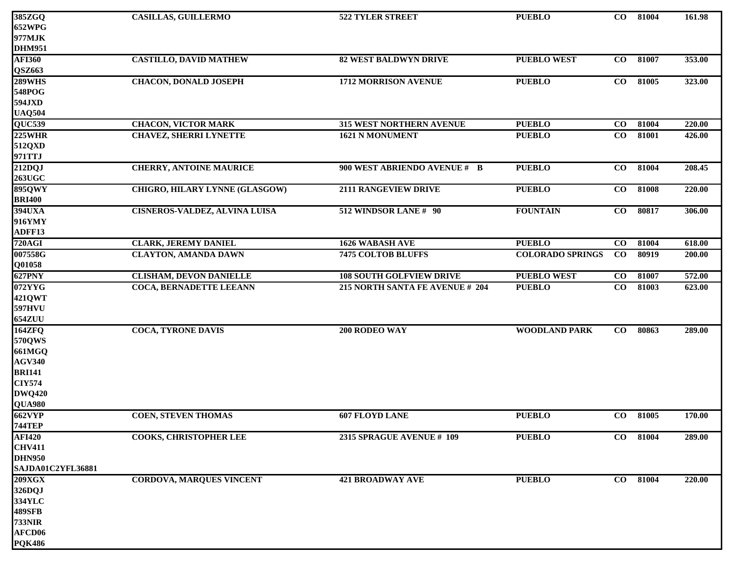| | | | | | | |
|---|---|---|---|---|---|---|
| 385ZGQ<br>652WPG<br>977MJK<br>DHM951 | CASILLAS, GUILLERMO | 522 TYLER STREET | PUEBLO | CO | 81004 | 161.98 |
| AFI360<br>QSZ663 | CASTILLO, DAVID MATHEW | 82 WEST BALDWYN DRIVE | PUEBLO WEST | CO | 81007 | 353.00 |
| 289WHS<br>548POG<br>594JXD<br>UAQ504 | CHACON, DONALD JOSEPH | 1712 MORRISON AVENUE | PUEBLO | CO | 81005 | 323.00 |
| QUC539 | CHACON, VICTOR MARK | 315 WEST NORTHERN AVENUE | PUEBLO | CO | 81004 | 220.00 |
| 225WHR<br>512QXD<br>971TTJ | CHAVEZ, SHERRI LYNETTE | 1621 N MONUMENT | PUEBLO | CO | 81001 | 426.00 |
| 212DQJ<br>263UGC | CHERRY, ANTOINE MAURICE | 900 WEST ABRIENDO AVENUE # B | PUEBLO | CO | 81004 | 208.45 |
| 895QWY<br>BRI400 | CHIGRO, HILARY LYNNE (GLASGOW) | 2111 RANGEVIEW DRIVE | PUEBLO | CO | 81008 | 220.00 |
| 394UXA<br>916YMY<br>ADFF13 | CISNEROS-VALDEZ, ALVINA LUISA | 512 WINDSOR LANE # 90 | FOUNTAIN | CO | 80817 | 306.00 |
| 720AGI | CLARK, JEREMY DANIEL | 1626 WABASH AVE | PUEBLO | CO | 81004 | 618.00 |
| 007558G<br>Q01058 | CLAYTON, AMANDA DAWN | 7475 COLTOB BLUFFS | COLORADO SPRINGS | CO | 80919 | 200.00 |
| 627PNY | CLISHAM, DEVON DANIELLE | 108 SOUTH GOLFVIEW DRIVE | PUEBLO WEST | CO | 81007 | 572.00 |
| 072YYG<br>421QWT<br>597HVU<br>654ZUU | COCA, BERNADETTE LEEANN | 215 NORTH SANTA FE AVENUE # 204 | PUEBLO | CO | 81003 | 623.00 |
| 164ZFQ<br>570QWS<br>661MGQ<br>AGV340<br>BRI141<br>CIY574<br>DWQ420<br>QUA980 | COCA, TYRONE DAVIS | 200 RODEO WAY | WOODLAND PARK | CO | 80863 | 289.00 |
| 662VYP<br>744TEP | COEN, STEVEN THOMAS | 607 FLOYD LANE | PUEBLO | CO | 81005 | 170.00 |
| AFI420<br>CHV411<br>DHN950<br>SAJDA01C2YFL36881 | COOKS, CHRISTOPHER LEE | 2315 SPRAGUE AVENUE # 109 | PUEBLO | CO | 81004 | 289.00 |
| 209XGX<br>326DQJ<br>334YLC<br>489SFB<br>733NIR<br>AFCD06<br>PQK486 | CORDOVA, MARQUES VINCENT | 421 BROADWAY AVE | PUEBLO | CO | 81004 | 220.00 |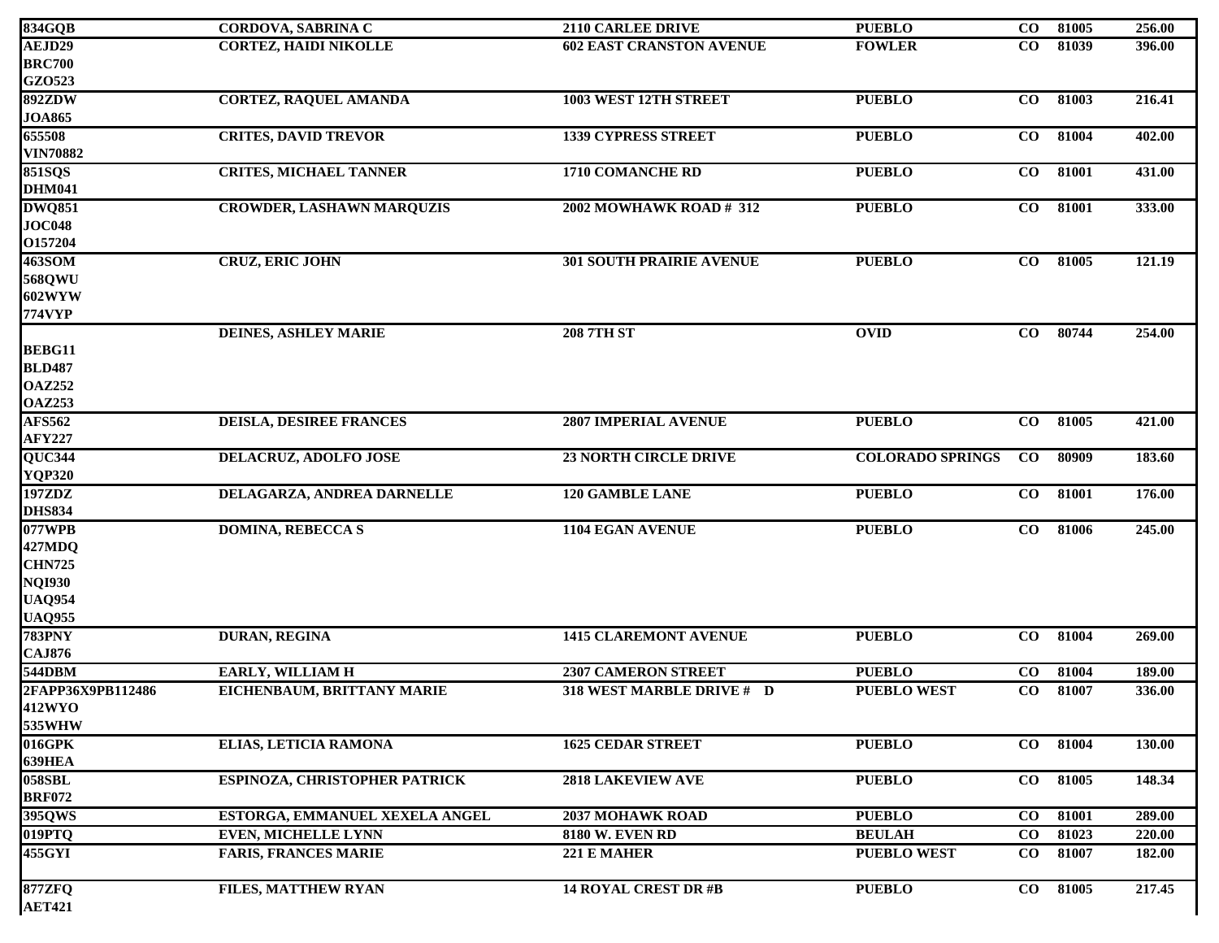| | | | | | | |
|---|---|---|---|---|---|---|
| 834GQB | CORDOVA, SABRINA C | 2110 CARLEE DRIVE | PUEBLO | CO | 81005 | 256.00 |
| AEJD29<br>BRC700<br>GZO523 | CORTEZ, HAIDI NIKOLLE | 602 EAST CRANSTON AVENUE | FOWLER | CO | 81039 | 396.00 |
| 892ZDW<br>JOA865 | CORTEZ, RAQUEL AMANDA | 1003 WEST 12TH STREET | PUEBLO | CO | 81003 | 216.41 |
| 655508<br>VIN70882 | CRITES, DAVID TREVOR | 1339 CYPRESS STREET | PUEBLO | CO | 81004 | 402.00 |
| 851SQS<br>DHM041 | CRITES, MICHAEL TANNER | 1710 COMANCHE RD | PUEBLO | CO | 81001 | 431.00 |
| DWQ851<br>JOC048<br>O157204 | CROWDER, LASHAWN MARQUZIS | 2002 MOWHAWK ROAD # 312 | PUEBLO | CO | 81001 | 333.00 |
| 463SOM<br>568QWU<br>602WYW<br>774VYP | CRUZ, ERIC JOHN | 301 SOUTH PRAIRIE AVENUE | PUEBLO | CO | 81005 | 121.19 |
| <br>BEBG11<br>BLD487<br>OAZ252<br>OAZ253 | DEINES, ASHLEY MARIE | 208 7TH ST | OVID | CO | 80744 | 254.00 |
| AFS562<br>AFY227 | DEISLA, DESIREE FRANCES | 2807 IMPERIAL AVENUE | PUEBLO | CO | 81005 | 421.00 |
| QUC344<br>YQP320 | DELACRUZ, ADOLFO JOSE | 23 NORTH CIRCLE DRIVE | COLORADO SPRINGS | CO | 80909 | 183.60 |
| 197ZDZ<br>DHS834 | DELAGARZA, ANDREA DARNELLE | 120 GAMBLE LANE | PUEBLO | CO | 81001 | 176.00 |
| 077WPB<br>427MDQ<br>CHN725<br>NQI930<br>UAQ954<br>UAQ955 | DOMINA, REBECCA S | 1104 EGAN AVENUE | PUEBLO | CO | 81006 | 245.00 |
| 783PNY<br>CAJ876 | DURAN, REGINA | 1415 CLAREMONT AVENUE | PUEBLO | CO | 81004 | 269.00 |
| 544DBM | EARLY, WILLIAM H | 2307 CAMERON STREET | PUEBLO | CO | 81004 | 189.00 |
| 2FAPP36X9PB112486<br>412WYO<br>535WHW | EICHENBAUM, BRITTANY MARIE | 318 WEST MARBLE DRIVE # D | PUEBLO WEST | CO | 81007 | 336.00 |
| 016GPK<br>639HEA | ELIAS, LETICIA RAMONA | 1625 CEDAR STREET | PUEBLO | CO | 81004 | 130.00 |
| 058SBL<br>BRF072 | ESPINOZA, CHRISTOPHER PATRICK | 2818 LAKEVIEW AVE | PUEBLO | CO | 81005 | 148.34 |
| 395QWS | ESTORGA, EMMANUEL XEXELA ANGEL | 2037 MOHAWK ROAD | PUEBLO | CO | 81001 | 289.00 |
| 019PTQ | EVEN, MICHELLE LYNN | 8180 W. EVEN RD | BEULAH | CO | 81023 | 220.00 |
| 455GYI | FARIS, FRANCES MARIE | 221 E MAHER | PUEBLO WEST | CO | 81007 | 182.00 |
| 877ZFQ<br>AET421 | FILES, MATTHEW RYAN | 14 ROYAL CREST DR #B | PUEBLO | CO | 81005 | 217.45 |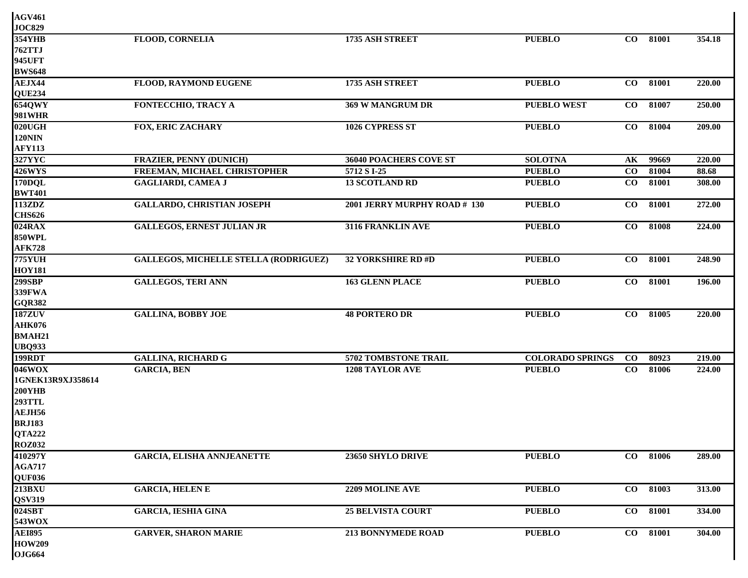| | | | | | | |
|---|---|---|---|---|---|---|
| AGV461<br>JOC829 | | | | | | |
| 354YHB<br>762TTJ<br>945UFT<br>BWS648 | FLOOD, CORNELIA | 1735 ASH STREET | PUEBLO | CO | 81001 | 354.18 |
| AEJX44<br>QUE234 | FLOOD, RAYMOND EUGENE | 1735 ASH STREET | PUEBLO | CO | 81001 | 220.00 |
| 654QWY<br>981WHR | FONTECCHIO, TRACY A | 369 W MANGRUM DR | PUEBLO WEST | CO | 81007 | 250.00 |
| 020UGH<br>120NIN<br>AFY113 | FOX, ERIC ZACHARY | 1026 CYPRESS ST | PUEBLO | CO | 81004 | 209.00 |
| 327YYC | FRAZIER, PENNY (DUNICH) | 36040 POACHERS COVE ST | SOLOTNA | AK | 99669 | 220.00 |
| 426WYS | FREEMAN, MICHAEL CHRISTOPHER | 5712 S I-25 | PUEBLO | CO | 81004 | 88.68 |
| 170DQL<br>BWT401 | GAGLIARDI, CAMEA J | 13 SCOTLAND RD | PUEBLO | CO | 81001 | 308.00 |
| 113ZDZ<br>CHS626 | GALLARDO, CHRISTIAN JOSEPH | 2001 JERRY MURPHY ROAD # 130 | PUEBLO | CO | 81001 | 272.00 |
| 024RAX<br>850WPL<br>AFK728 | GALLEGOS, ERNEST JULIAN JR | 3116 FRANKLIN AVE | PUEBLO | CO | 81008 | 224.00 |
| 775YUH<br>HOY181 | GALLEGOS, MICHELLE STELLA (RODRIGUEZ) | 32 YORKSHIRE RD #D | PUEBLO | CO | 81001 | 248.90 |
| 299SBP<br>339FWA<br>GQR382 | GALLEGOS, TERI ANN | 163 GLENN PLACE | PUEBLO | CO | 81001 | 196.00 |
| 187ZUV<br>AHK076<br>BMAH21<br>UBQ933 | GALLINA, BOBBY JOE | 48 PORTERO DR | PUEBLO | CO | 81005 | 220.00 |
| 199RDT | GALLINA, RICHARD G | 5702 TOMBSTONE TRAIL | COLORADO SPRINGS | CO | 80923 | 219.00 |
| 046WOX<br>1GNEK13R9XJ358614<br>200YHB<br>293TTL<br>AEJH56<br>BRJ183<br>QTA222<br>ROZ032 | GARCIA, BEN | 1208 TAYLOR AVE | PUEBLO | CO | 81006 | 224.00 |
| 410297Y<br>AGA717<br>QUF036 | GARCIA, ELISHA ANNJEANETTE | 23650 SHYLO DRIVE | PUEBLO | CO | 81006 | 289.00 |
| 213BXU<br>QSV319 | GARCIA, HELEN E | 2209 MOLINE AVE | PUEBLO | CO | 81003 | 313.00 |
| 024SBT<br>543WOX | GARCIA, IESHIA GINA | 25 BELVISTA COURT | PUEBLO | CO | 81001 | 334.00 |
| AEI895<br>HOW209<br>OJG664 | GARVER, SHARON MARIE | 213 BONNYMEDE ROAD | PUEBLO | CO | 81001 | 304.00 |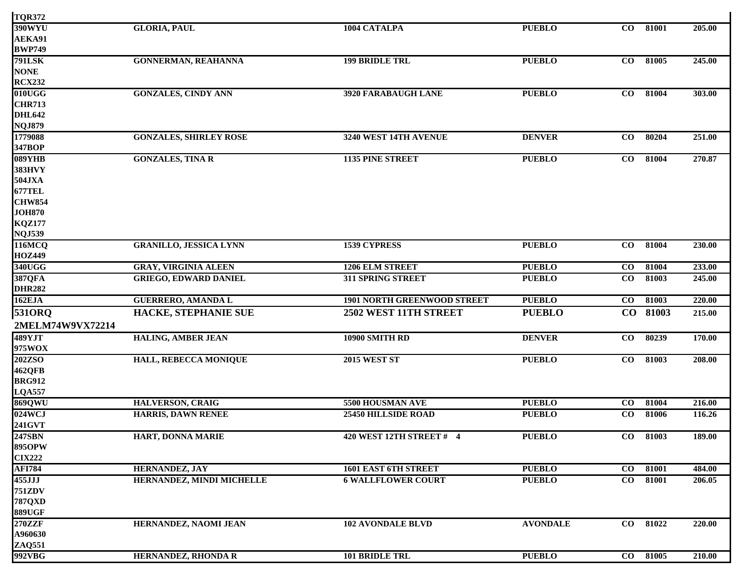| | | | | | | |
|---|---|---|---|---|---|---|
| TQR372 | | | | | | |
| 390WYU<br>AEKA91<br>BWP749 | GLORIA, PAUL | 1004 CATALPA | PUEBLO | CO | 81001 | 205.00 |
| 791LSK<br>NONE<br>RCX232 | GONNERMAN, REAHANNA | 199 BRIDLE TRL | PUEBLO | CO | 81005 | 245.00 |
| 010UGG<br>CHR713<br>DHL642<br>NQJ879 | GONZALES, CINDY ANN | 3920 FARABAUGH LANE | PUEBLO | CO | 81004 | 303.00 |
| 1779088<br>347BOP | GONZALES, SHIRLEY ROSE | 3240 WEST 14TH AVENUE | DENVER | CO | 80204 | 251.00 |
| 089YHB<br>383HVY<br>504JXA<br>677TEL<br>CHW854<br>JOH870<br>KQZ177<br>NQJ539 | GONZALES, TINA R | 1135 PINE STREET | PUEBLO | CO | 81004 | 270.87 |
| 116MCQ<br>HOZ449 | GRANILLO, JESSICA LYNN | 1539 CYPRESS | PUEBLO | CO | 81004 | 230.00 |
| 340UGG | GRAY, VIRGINIA ALEEN | 1206 ELM STREET | PUEBLO | CO | 81004 | 233.00 |
| 387QFA<br>DHR282 | GRIEGO, EDWARD DANIEL | 311 SPRING STREET | PUEBLO | CO | 81003 | 245.00 |
| 162EJA | GUERRERO, AMANDA L | 1901 NORTH GREENWOOD STREET | PUEBLO | CO | 81003 | 220.00 |
| 531ORQ<br>2MELM74W9VX72214 | HACKE, STEPHANIE SUE | 2502 WEST 11TH STREET | PUEBLO | CO | 81003 | 215.00 |
| 489YJT<br>975WOX | HALING, AMBER JEAN | 10900 SMITH RD | DENVER | CO | 80239 | 170.00 |
| 202ZSO<br>462QFB<br>BRG912<br>LQA557 | HALL, REBECCA MONIQUE | 2015 WEST ST | PUEBLO | CO | 81003 | 208.00 |
| 869QWU | HALVERSON, CRAIG | 5500 HOUSMAN AVE | PUEBLO | CO | 81004 | 216.00 |
| 024WCJ<br>241GVT | HARRIS, DAWN RENEE | 25450 HILLSIDE ROAD | PUEBLO | CO | 81006 | 116.26 |
| 247SBN<br>895OPW<br>CIX222 | HART, DONNA MARIE | 420 WEST 12TH STREET # 4 | PUEBLO | CO | 81003 | 189.00 |
| AFI784 | HERNANDEZ, JAY | 1601 EAST 6TH STREET | PUEBLO | CO | 81001 | 484.00 |
| 455JJJ<br>751ZDV<br>787QXD<br>889UGF | HERNANDEZ, MINDI MICHELLE | 6 WALLFLOWER COURT | PUEBLO | CO | 81001 | 206.05 |
| 270ZZF<br>A960630<br>ZAQ551 | HERNANDEZ, NAOMI JEAN | 102 AVONDALE BLVD | AVONDALE | CO | 81022 | 220.00 |
| 992VBG | HERNANDEZ, RHONDA R | 101 BRIDLE TRL | PUEBLO | CO | 81005 | 210.00 |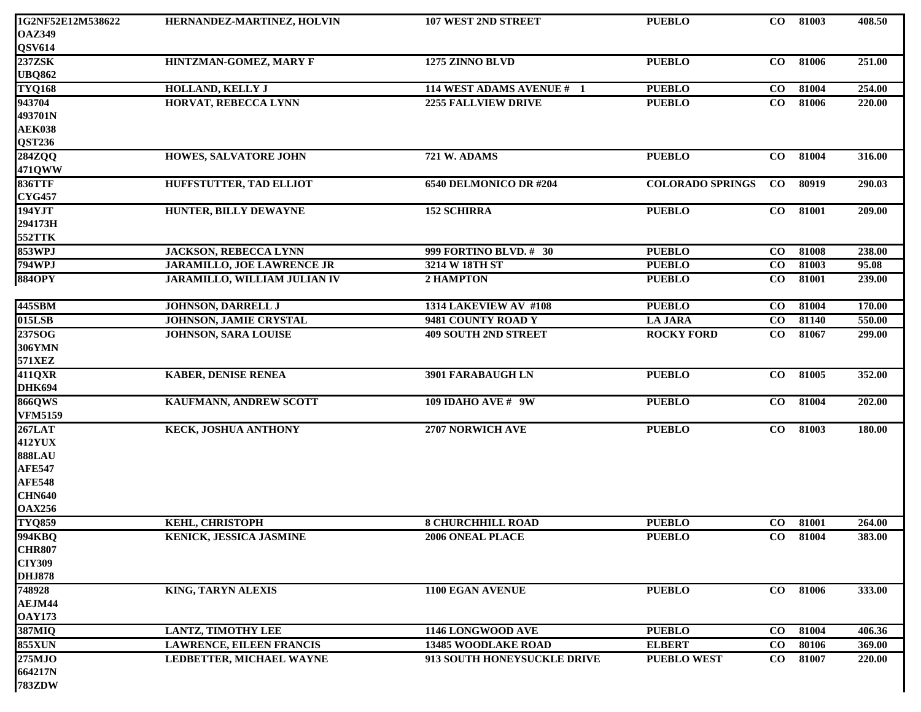| | | | | | | |
|---|---|---|---|---|---|---|
| 1G2NF52E12M538622<br>OAZ349<br>QSV614 | HERNANDEZ-MARTINEZ, HOLVIN | 107 WEST 2ND STREET | PUEBLO | CO | 81003 | 408.50 |
| 237ZSK<br>UBQ862 | HINTZMAN-GOMEZ, MARY F | 1275 ZINNO BLVD | PUEBLO | CO | 81006 | 251.00 |
| TYQ168 | HOLLAND, KELLY J | 114 WEST ADAMS AVENUE # 1 | PUEBLO | CO | 81004 | 254.00 |
| 943704<br>493701N<br>AEK038<br>QST236 | HORVAT, REBECCA LYNN | 2255 FALLVIEW DRIVE | PUEBLO | CO | 81006 | 220.00 |
| 284ZQQ<br>471QWW | HOWES, SALVATORE JOHN | 721 W. ADAMS | PUEBLO | CO | 81004 | 316.00 |
| 836TTF<br>CYG457 | HUFFSTUTTER, TAD ELLIOT | 6540 DELMONICO DR #204 | COLORADO SPRINGS | CO | 80919 | 290.03 |
| 194YJT<br>294173H<br>552TTK | HUNTER, BILLY DEWAYNE | 152 SCHIRRA | PUEBLO | CO | 81001 | 209.00 |
| 853WPJ | JACKSON, REBECCA LYNN | 999 FORTINO BLVD. # 30 | PUEBLO | CO | 81008 | 238.00 |
| 794WPJ | JARAMILLO, JOE LAWRENCE JR | 3214 W 18TH ST | PUEBLO | CO | 81003 | 95.08 |
| 884OPY | JARAMILLO, WILLIAM JULIAN IV | 2 HAMPTON | PUEBLO | CO | 81001 | 239.00 |
| 445SBM | JOHNSON, DARRELL J | 1314 LAKEVIEW AV #108 | PUEBLO | CO | 81004 | 170.00 |
| 015LSB | JOHNSON, JAMIE CRYSTAL | 9481 COUNTY ROAD Y | LA JARA | CO | 81140 | 550.00 |
| 237SOG<br>306YMN<br>571XEZ | JOHNSON, SARA LOUISE | 409 SOUTH 2ND STREET | ROCKY FORD | CO | 81067 | 299.00 |
| 411QXR<br>DHK694 | KABER, DENISE RENEA | 3901 FARABAUGH LN | PUEBLO | CO | 81005 | 352.00 |
| 866QWS<br>VFM5159 | KAUFMANN, ANDREW SCOTT | 109 IDAHO AVE # 9W | PUEBLO | CO | 81004 | 202.00 |
| 267LAT<br>412YUX<br>888LAU<br>AFE547<br>AFE548<br>CHN640<br>OAX256 | KECK, JOSHUA ANTHONY | 2707 NORWICH AVE | PUEBLO | CO | 81003 | 180.00 |
| TYQ859 | KEHL, CHRISTOPH | 8 CHURCHHILL ROAD | PUEBLO | CO | 81001 | 264.00 |
| 994KBQ<br>CHR807<br>CIY309<br>DHJ878 | KENICK, JESSICA JASMINE | 2006 ONEAL PLACE | PUEBLO | CO | 81004 | 383.00 |
| 748928<br>AEJM44<br>OAY173 | KING, TARYN ALEXIS | 1100 EGAN AVENUE | PUEBLO | CO | 81006 | 333.00 |
| 387MIQ | LANTZ, TIMOTHY LEE | 1146 LONGWOOD AVE | PUEBLO | CO | 81004 | 406.36 |
| 855XUN | LAWRENCE, EILEEN FRANCIS | 13485 WOODLAKE ROAD | ELBERT | CO | 80106 | 369.00 |
| 275MJO<br>664217N<br>783ZDW | LEDBETTER, MICHAEL WAYNE | 913 SOUTH HONEYSUCKLE DRIVE | PUEBLO WEST | CO | 81007 | 220.00 |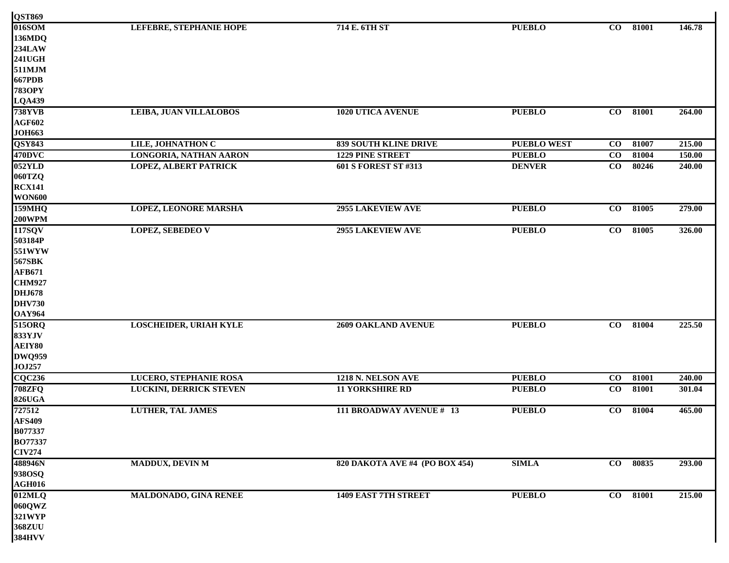| | | | | | | |
|---|---|---|---|---|---|---|
| QST869 | | | | | | |
| 016SOM | LEFEBRE, STEPHANIE HOPE | 714 E. 6TH ST | PUEBLO | CO | 81001 | 146.78 |
| 136MDQ | | | | | | |
| 234LAW | | | | | | |
| 241UGH | | | | | | |
| 511MJM | | | | | | |
| 667PDB | | | | | | |
| 783OPY | | | | | | |
| LQA439 | | | | | | |
| 738YVB | LEIBA, JUAN VILLALOBOS | 1020 UTICA AVENUE | PUEBLO | CO | 81001 | 264.00 |
| AGF602 | | | | | | |
| JOH663 | | | | | | |
| QSY843 | LILE, JOHNATHON C | 839 SOUTH KLINE DRIVE | PUEBLO WEST | CO | 81007 | 215.00 |
| 470DVC | LONGORIA, NATHAN AARON | 1229 PINE STREET | PUEBLO | CO | 81004 | 150.00 |
| 052YLD | LOPEZ, ALBERT PATRICK | 601 S FOREST ST #313 | DENVER | CO | 80246 | 240.00 |
| 060TZQ | | | | | | |
| RCX141 | | | | | | |
| WON600 | | | | | | |
| 159MHQ | LOPEZ, LEONORE MARSHA | 2955 LAKEVIEW AVE | PUEBLO | CO | 81005 | 279.00 |
| 200WPM | | | | | | |
| 117SQV | LOPEZ, SEBEDEO V | 2955 LAKEVIEW AVE | PUEBLO | CO | 81005 | 326.00 |
| 503184P | | | | | | |
| 551WYW | | | | | | |
| 567SBK | | | | | | |
| AFB671 | | | | | | |
| CHM927 | | | | | | |
| DHJ678 | | | | | | |
| DHV730 | | | | | | |
| OAY964 | | | | | | |
| 515ORQ | LOSCHEIDER, URIAH KYLE | 2609 OAKLAND AVENUE | PUEBLO | CO | 81004 | 225.50 |
| 833YJV | | | | | | |
| AEIY80 | | | | | | |
| DWQ959 | | | | | | |
| JOJ257 | | | | | | |
| CQC236 | LUCERO, STEPHANIE ROSA | 1218 N. NELSON AVE | PUEBLO | CO | 81001 | 240.00 |
| 708ZFQ | LUCKINI, DERRICK STEVEN | 11 YORKSHIRE RD | PUEBLO | CO | 81001 | 301.04 |
| 826UGA | | | | | | |
| 727512 | LUTHER, TAL JAMES | 111 BROADWAY AVENUE # 13 | PUEBLO | CO | 81004 | 465.00 |
| AFS409 | | | | | | |
| B077337 | | | | | | |
| BO77337 | | | | | | |
| CIV274 | | | | | | |
| 488946N | MADDUX, DEVIN M | 820 DAKOTA AVE #4 (PO BOX 454) | SIMLA | CO | 80835 | 293.00 |
| 938OSQ | | | | | | |
| AGH016 | | | | | | |
| 012MLQ | MALDONADO, GINA RENEE | 1409 EAST 7TH STREET | PUEBLO | CO | 81001 | 215.00 |
| 060QWZ | | | | | | |
| 321WYP | | | | | | |
| 368ZUU | | | | | | |
| 384HVV | | | | | | |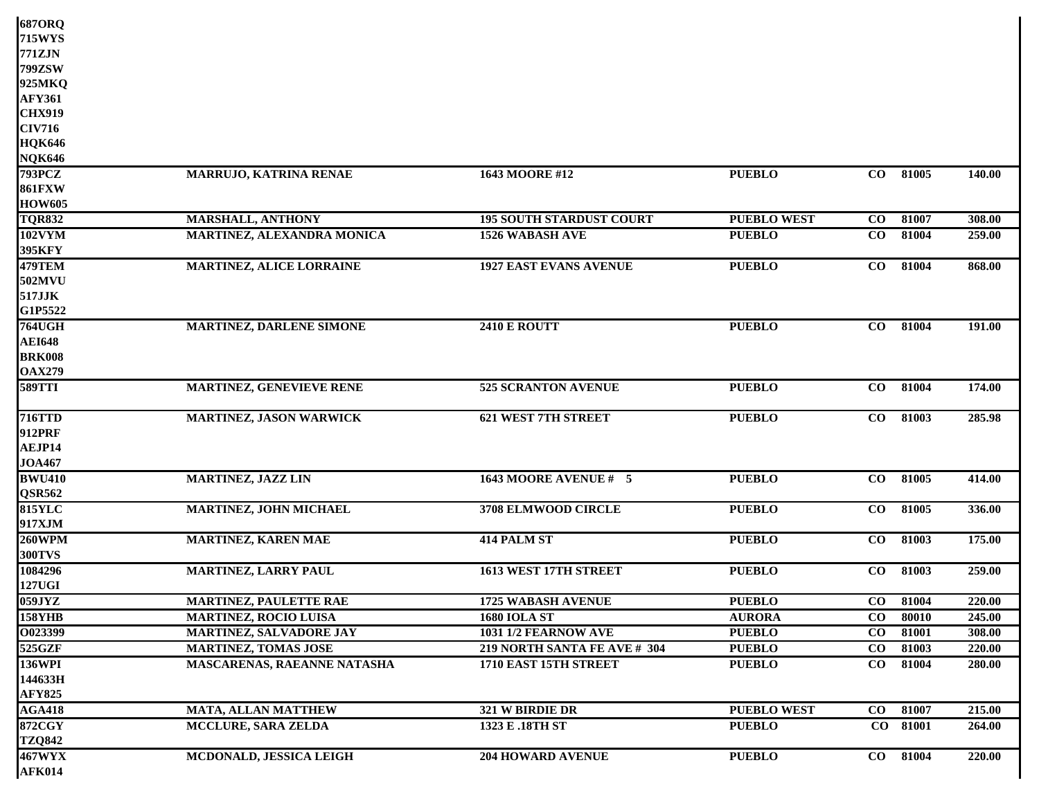| | | | | | | |
|---|---|---|---|---|---|---|
| 687ORQ | | | | | | |
| 715WYS | | | | | | |
| 771ZJN | | | | | | |
| 799ZSW | | | | | | |
| 925MKQ | | | | | | |
| AFY361 | | | | | | |
| CHX919 | | | | | | |
| CIV716 | | | | | | |
| HQK646 | | | | | | |
| NQK646 | | | | | | |
| 793PCZ | MARRUJO, KATRINA RENAE | 1643 MOORE #12 | PUEBLO | CO | 81005 | 140.00 |
| 861FXW | | | | | | |
| HOW605 | | | | | | |
| TQR832 | MARSHALL, ANTHONY | 195 SOUTH STARDUST COURT | PUEBLO WEST | CO | 81007 | 308.00 |
| 102VYM | MARTINEZ, ALEXANDRA MONICA | 1526 WABASH AVE | PUEBLO | CO | 81004 | 259.00 |
| 395KFY | | | | | | |
| 479TEM | MARTINEZ, ALICE LORRAINE | 1927 EAST EVANS AVENUE | PUEBLO | CO | 81004 | 868.00 |
| 502MVU | | | | | | |
| 517JJK | | | | | | |
| G1P5522 | | | | | | |
| 764UGH | MARTINEZ, DARLENE SIMONE | 2410 E ROUTT | PUEBLO | CO | 81004 | 191.00 |
| AEI648 | | | | | | |
| BRK008 | | | | | | |
| OAX279 | | | | | | |
| 589TTI | MARTINEZ, GENEVIEVE RENE | 525 SCRANTON AVENUE | PUEBLO | CO | 81004 | 174.00 |
| 716TTD | MARTINEZ, JASON WARWICK | 621 WEST 7TH STREET | PUEBLO | CO | 81003 | 285.98 |
| 912PRF | | | | | | |
| AEJP14 | | | | | | |
| JOA467 | | | | | | |
| BWU410 | MARTINEZ, JAZZ LIN | 1643 MOORE AVENUE # 5 | PUEBLO | CO | 81005 | 414.00 |
| QSR562 | | | | | | |
| 815YLC | MARTINEZ, JOHN MICHAEL | 3708 ELMWOOD CIRCLE | PUEBLO | CO | 81005 | 336.00 |
| 917XJM | | | | | | |
| 260WPM | MARTINEZ, KAREN MAE | 414 PALM ST | PUEBLO | CO | 81003 | 175.00 |
| 300TVS | | | | | | |
| 1084296 | MARTINEZ, LARRY PAUL | 1613 WEST 17TH STREET | PUEBLO | CO | 81003 | 259.00 |
| 127UGI | | | | | | |
| 059JYZ | MARTINEZ, PAULETTE RAE | 1725 WABASH AVENUE | PUEBLO | CO | 81004 | 220.00 |
| 158YHB | MARTINEZ, ROCIO LUISA | 1680 IOLA ST | AURORA | CO | 80010 | 245.00 |
| O023399 | MARTINEZ, SALVADORE JAY | 1031 1/2 FEARNOW AVE | PUEBLO | CO | 81001 | 308.00 |
| 525GZF | MARTINEZ, TOMAS JOSE | 219 NORTH SANTA FE AVE # 304 | PUEBLO | CO | 81003 | 220.00 |
| 136WPI | MASCARENAS, RAEANNE NATASHA | 1710 EAST 15TH STREET | PUEBLO | CO | 81004 | 280.00 |
| 144633H | | | | | | |
| AFY825 | | | | | | |
| AGA418 | MATA, ALLAN MATTHEW | 321 W BIRDIE DR | PUEBLO WEST | CO | 81007 | 215.00 |
| 872CGY | MCCLURE, SARA ZELDA | 1323 E .18TH ST | PUEBLO | CO | 81001 | 264.00 |
| TZQ842 | | | | | | |
| 467WYX | MCDONALD, JESSICA LEIGH | 204 HOWARD AVENUE | PUEBLO | CO | 81004 | 220.00 |
| AFK014 | | | | | | |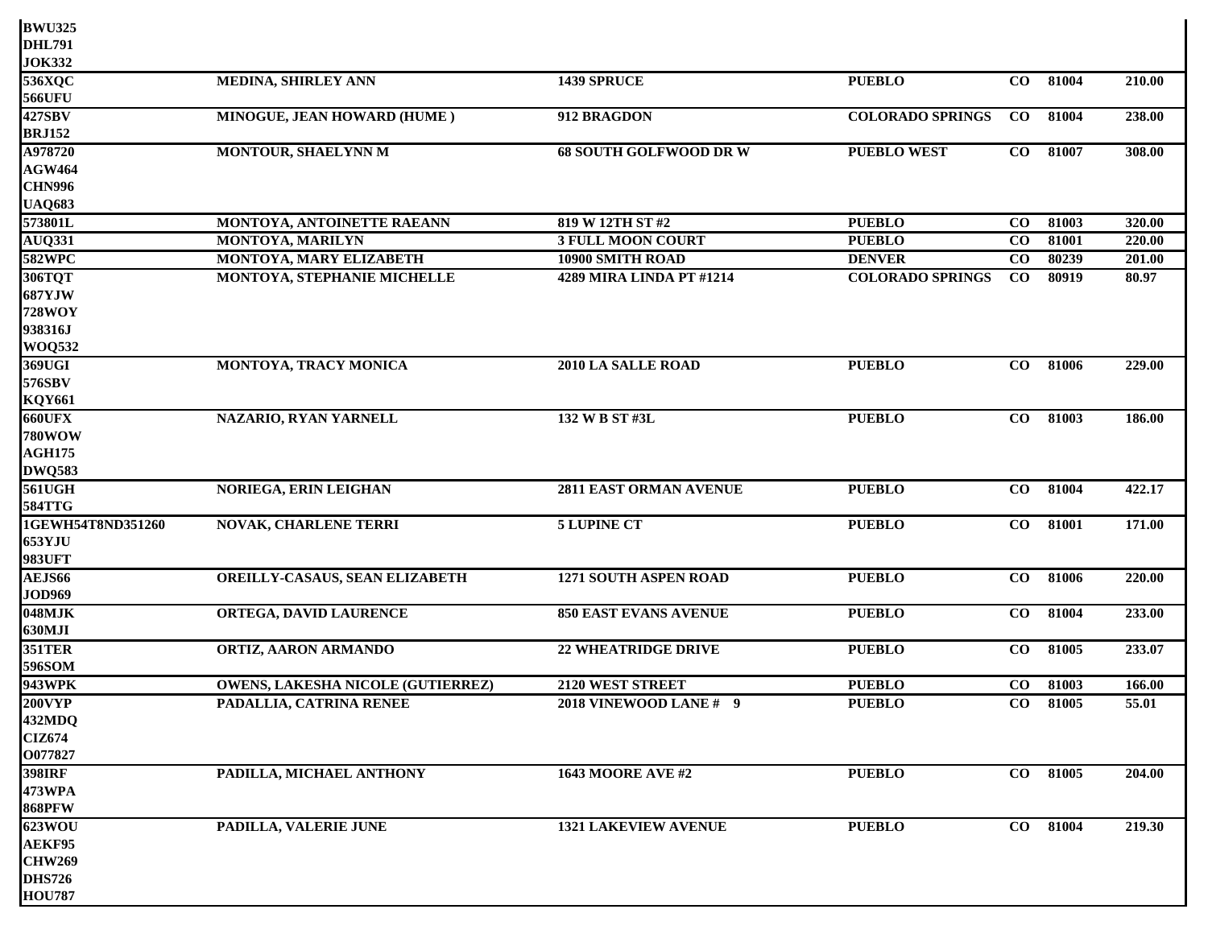| | | | | | | |
|---|---|---|---|---|---|---|
| **BWU325**<br>**DHL791**<br>**JOK332** | | | | | | |
| **536XQC**<br>**566UFU** | **MEDINA, SHIRLEY ANN** | **1439 SPRUCE** | **PUEBLO** | **CO** | **81004** | **210.00** |
| **427SBV**<br>**BRJ152** | **MINOGUE, JEAN HOWARD (HUME )** | **912 BRAGDON** | **COLORADO SPRINGS** | **CO** | **81004** | **238.00** |
| **A978720**<br>**AGW464**<br>**CHN996**<br>**UAQ683** | **MONTOUR, SHAELYNN M** | **68 SOUTH GOLFWOOD DR W** | **PUEBLO WEST** | **CO** | **81007** | **308.00** |
| **573801L** | **MONTOYA, ANTOINETTE RAEANN** | **819 W 12TH ST #2** | **PUEBLO** | **CO** | **81003** | **320.00** |
| **AUQ331** | **MONTOYA, MARILYN** | **3 FULL MOON COURT** | **PUEBLO** | **CO** | **81001** | **220.00** |
| **582WPC** | **MONTOYA, MARY ELIZABETH** | **10900 SMITH ROAD** | **DENVER** | **CO** | **80239** | **201.00** |
| **306TQT**<br>**687YJW**<br>**728WOY**<br>**938316J**<br>**WOQ532** | **MONTOYA, STEPHANIE MICHELLE** | **4289 MIRA LINDA PT #1214** | **COLORADO SPRINGS** | **CO** | **80919** | **80.97** |
| **369UGI**<br>**576SBV**<br>**KQY661** | **MONTOYA, TRACY MONICA** | **2010 LA SALLE ROAD** | **PUEBLO** | **CO** | **81006** | **229.00** |
| **660UFX**<br>**780WOW**<br>**AGH175**<br>**DWQ583** | **NAZARIO, RYAN YARNELL** | **132 W B ST #3L** | **PUEBLO** | **CO** | **81003** | **186.00** |
| **561UGH**<br>**584TTG** | **NORIEGA, ERIN LEIGHAN** | **2811 EAST ORMAN AVENUE** | **PUEBLO** | **CO** | **81004** | **422.17** |
| **1GEWH54T8ND351260**<br>**653YJU**<br>**983UFT** | **NOVAK, CHARLENE TERRI** | **5 LUPINE CT** | **PUEBLO** | **CO** | **81001** | **171.00** |
| **AEJS66**<br>**JOD969** | **OREILLY-CASAUS, SEAN ELIZABETH** | **1271 SOUTH ASPEN ROAD** | **PUEBLO** | **CO** | **81006** | **220.00** |
| **048MJK**<br>**630MJI** | **ORTEGA, DAVID LAURENCE** | **850 EAST EVANS AVENUE** | **PUEBLO** | **CO** | **81004** | **233.00** |
| **351TER**<br>**596SOM** | **ORTIZ, AARON ARMANDO** | **22 WHEATRIDGE DRIVE** | **PUEBLO** | **CO** | **81005** | **233.07** |
| **943WPK** | **OWENS, LAKESHA NICOLE (GUTIERREZ)** | **2120 WEST STREET** | **PUEBLO** | **CO** | **81003** | **166.00** |
| **200VYP**<br>**432MDQ**<br>**CIZ674**<br>**O077827** | **PADALLIA, CATRINA RENEE** | **2018 VINEWOOD LANE # 9** | **PUEBLO** | **CO** | **81005** | **55.01** |
| **398IRF**<br>**473WPA**<br>**868PFW** | **PADILLA, MICHAEL ANTHONY** | **1643 MOORE AVE #2** | **PUEBLO** | **CO** | **81005** | **204.00** |
| **623WOU**<br>**AEKF95**<br>**CHW269**<br>**DHS726**<br>**HOU787** | **PADILLA, VALERIE JUNE** | **1321 LAKEVIEW AVENUE** | **PUEBLO** | **CO** | **81004** | **219.30** |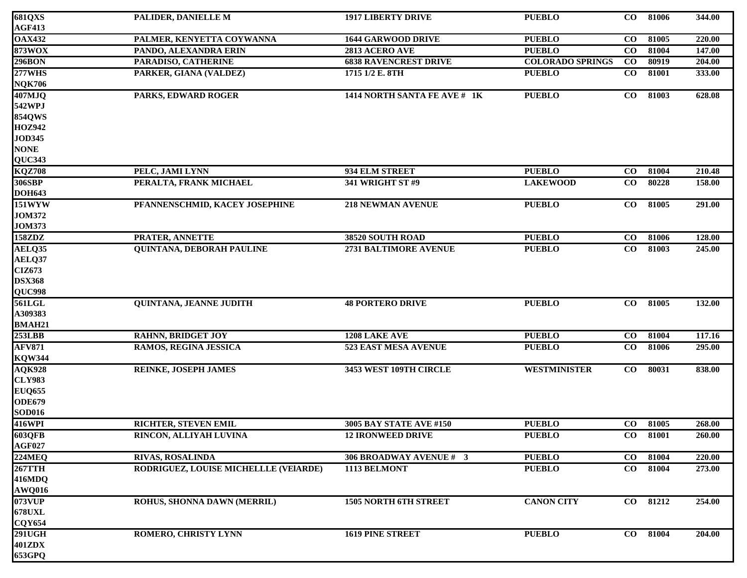| | | | | | | |
|---|---|---|---|---|---|---|
| 681QXS<br>AGF413 | PALIDER, DANIELLE M | 1917 LIBERTY DRIVE | PUEBLO | CO | 81006 | 344.00 |
| OAX432 | PALMER, KENYETTA COYWANNA | 1644 GARWOOD DRIVE | PUEBLO | CO | 81005 | 220.00 |
| 873WOX | PANDO, ALEXANDRA ERIN | 2813 ACERO AVE | PUEBLO | CO | 81004 | 147.00 |
| 296BON | PARADISO, CATHERINE | 6838 RAVENCREST DRIVE | COLORADO SPRINGS | CO | 80919 | 204.00 |
| 277WHS<br>NQK706 | PARKER, GIANA (VALDEZ) | 1715 1/2 E. 8TH | PUEBLO | CO | 81001 | 333.00 |
| 407MJQ<br>542WPJ<br>854QWS<br>HOZ942<br>JOD345<br>NONE<br>QUC343 | PARKS, EDWARD ROGER | 1414 NORTH SANTA FE AVE # 1K | PUEBLO | CO | 81003 | 628.08 |
| KQZ708 | PELC, JAMI LYNN | 934 ELM STREET | PUEBLO | CO | 81004 | 210.48 |
| 306SBP<br>DOH643 | PERALTA, FRANK MICHAEL | 341 WRIGHT ST #9 | LAKEWOOD | CO | 80228 | 158.00 |
| 151WYW<br>JOM372<br>JOM373 | PFANNENSCHMID, KACEY JOSEPHINE | 218 NEWMAN AVENUE | PUEBLO | CO | 81005 | 291.00 |
| 158ZDZ | PRATER, ANNETTE | 38520 SOUTH ROAD | PUEBLO | CO | 81006 | 128.00 |
| AELQ35<br>AELQ37<br>CIZ673<br>DSX368<br>QUC998 | QUINTANA, DEBORAH PAULINE | 2731 BALTIMORE AVENUE | PUEBLO | CO | 81003 | 245.00 |
| 561LGL<br>A309383<br>BMAH21 | QUINTANA, JEANNE JUDITH | 48 PORTERO DRIVE | PUEBLO | CO | 81005 | 132.00 |
| 253LBB | RAHNN, BRIDGET JOY | 1208 LAKE AVE | PUEBLO | CO | 81004 | 117.16 |
| AFV871<br>KQW344 | RAMOS, REGINA JESSICA | 523 EAST MESA AVENUE | PUEBLO | CO | 81006 | 295.00 |
| AQK928<br>CLY983<br>EUQ655<br>ODE679<br>SOD016 | REINKE, JOSEPH JAMES | 3453 WEST 109TH CIRCLE | WESTMINISTER | CO | 80031 | 838.00 |
| 416WPI | RICHTER, STEVEN EMIL | 3005 BAY STATE AVE #150 | PUEBLO | CO | 81005 | 268.00 |
| 603QFB<br>AGF027 | RINCON, ALLIYAH LUVINA | 12 IRONWEED DRIVE | PUEBLO | CO | 81001 | 260.00 |
| 224MEQ | RIVAS, ROSALINDA | 306 BROADWAY AVENUE # 3 | PUEBLO | CO | 81004 | 220.00 |
| 267TTH<br>416MDQ<br>AWQ016 | RODRIGUEZ, LOUISE MICHELLLE (VElARDE) | 1113 BELMONT | PUEBLO | CO | 81004 | 273.00 |
| 073VUP<br>678UXL<br>CQY654 | ROHUS, SHONNA DAWN (MERRIL) | 1505 NORTH 6TH STREET | CANON CITY | CO | 81212 | 254.00 |
| 291UGH<br>401ZDX<br>653GPQ | ROMERO, CHRISTY LYNN | 1619 PINE STREET | PUEBLO | CO | 81004 | 204.00 |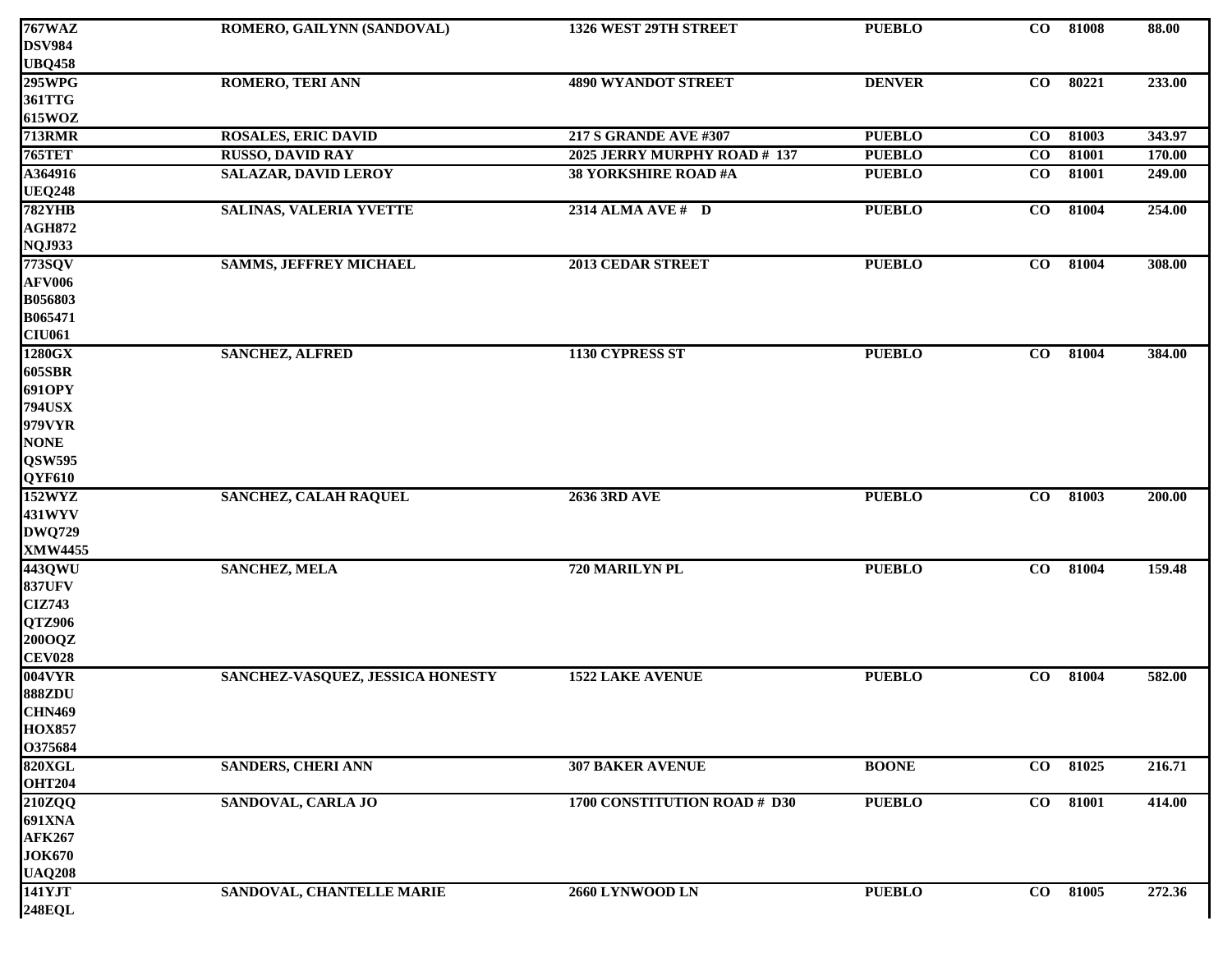| | | | | | | |
|---|---|---|---|---|---|---|
| 767WAZ<br>DSV984<br>UBQ458 | ROMERO, GAILYNN (SANDOVAL) | 1326 WEST 29TH STREET | PUEBLO | CO | 81008 | 88.00 |
| 295WPG<br>361TTG<br>615WOZ | ROMERO, TERI ANN | 4890 WYANDOT STREET | DENVER | CO | 80221 | 233.00 |
| 713RMR | ROSALES, ERIC DAVID | 217 S GRANDE AVE #307 | PUEBLO | CO | 81003 | 343.97 |
| 765TET | RUSSO, DAVID RAY | 2025 JERRY MURPHY ROAD # 137 | PUEBLO | CO | 81001 | 170.00 |
| A364916<br>UEQ248 | SALAZAR, DAVID LEROY | 38 YORKSHIRE ROAD #A | PUEBLO | CO | 81001 | 249.00 |
| 782YHB<br>AGH872<br>NQJ933 | SALINAS, VALERIA YVETTE | 2314 ALMA AVE # D | PUEBLO | CO | 81004 | 254.00 |
| 773SQV<br>AFV006<br>B056803<br>B065471<br>CIU061 | SAMMS, JEFFREY MICHAEL | 2013 CEDAR STREET | PUEBLO | CO | 81004 | 308.00 |
| 1280GX<br>605SBR<br>691OPY<br>794USX<br>979VYR<br>NONE<br>QSW595<br>QYF610 | SANCHEZ, ALFRED | 1130 CYPRESS ST | PUEBLO | CO | 81004 | 384.00 |
| 152WYZ<br>431WYV<br>DWQ729<br>XMW4455 | SANCHEZ, CALAH RAQUEL | 2636 3RD AVE | PUEBLO | CO | 81003 | 200.00 |
| 443QWU<br>837UFV<br>CIZ743<br>QTZ906<br>200OQZ<br>CEV028 | SANCHEZ, MELA | 720 MARILYN PL | PUEBLO | CO | 81004 | 159.48 |
| 004VYR<br>888ZDU<br>CHN469<br>HOX857<br>O375684 | SANCHEZ-VASQUEZ, JESSICA HONESTY | 1522 LAKE AVENUE | PUEBLO | CO | 81004 | 582.00 |
| 820XGL<br>OHT204 | SANDERS, CHERI ANN | 307 BAKER AVENUE | BOONE | CO | 81025 | 216.71 |
| 210ZQQ<br>691XNA<br>AFK267<br>JOK670<br>UAQ208 | SANDOVAL, CARLA JO | 1700 CONSTITUTION ROAD # D30 | PUEBLO | CO | 81001 | 414.00 |
| 141YJT<br>248EQL | SANDOVAL, CHANTELLE MARIE | 2660 LYNWOOD LN | PUEBLO | CO | 81005 | 272.36 |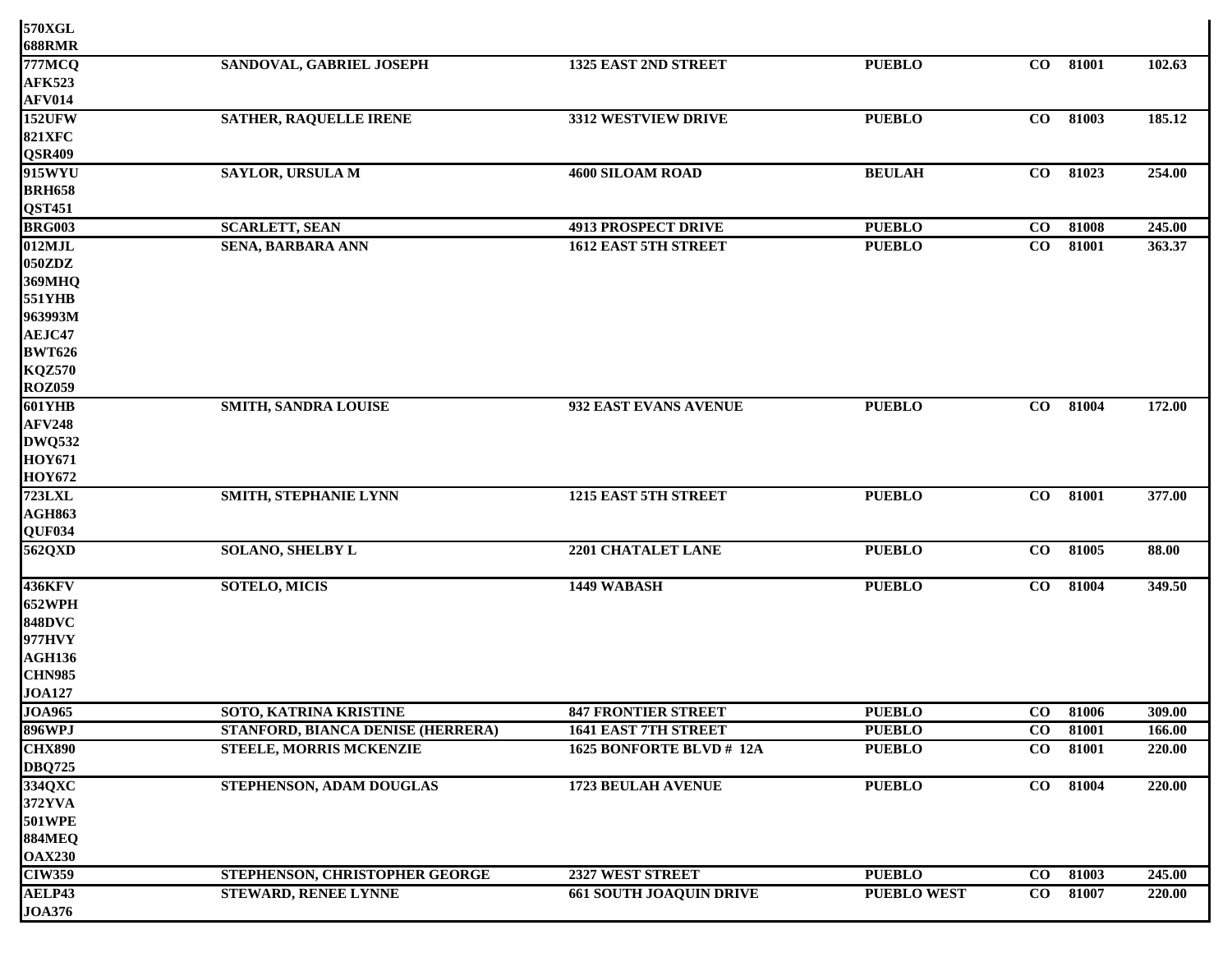| | | | | | | |
|---|---|---|---|---|---|---|
| **570XGL** | | | | | | |
| **688RMR** | | | | | | |
| **777MCQ** | **SANDOVAL, GABRIEL JOSEPH** | **1325 EAST 2ND STREET** | **PUEBLO** | **CO** | **81001** | **102.63** |
| **AFK523** | | | | | | |
| **AFV014** | | | | | | |
| **152UFW** | **SATHER, RAQUELLE IRENE** | **3312 WESTVIEW DRIVE** | **PUEBLO** | **CO** | **81003** | **185.12** |
| **821XFC** | | | | | | |
| **QSR409** | | | | | | |
| **915WYU** | **SAYLOR, URSULA M** | **4600 SILOAM ROAD** | **BEULAH** | **CO** | **81023** | **254.00** |
| **BRH658** | | | | | | |
| **QST451** | | | | | | |
| **BRG003** | **SCARLETT, SEAN** | **4913 PROSPECT DRIVE** | **PUEBLO** | **CO** | **81008** | **245.00** |
| **012MJL** | **SENA, BARBARA ANN** | **1612 EAST 5TH STREET** | **PUEBLO** | **CO** | **81001** | **363.37** |
| **050ZDZ** | | | | | | |
| **369MHQ** | | | | | | |
| **551YHB** | | | | | | |
| **963993M** | | | | | | |
| **AEJC47** | | | | | | |
| **BWT626** | | | | | | |
| **KQZ570** | | | | | | |
| **ROZ059** | | | | | | |
| **601YHB** | **SMITH, SANDRA LOUISE** | **932 EAST EVANS AVENUE** | **PUEBLO** | **CO** | **81004** | **172.00** |
| **AFV248** | | | | | | |
| **DWQ532** | | | | | | |
| **HOY671** | | | | | | |
| **HOY672** | | | | | | |
| **723LXL** | **SMITH, STEPHANIE LYNN** | **1215 EAST 5TH STREET** | **PUEBLO** | **CO** | **81001** | **377.00** |
| **AGH863** | | | | | | |
| **QUF034** | | | | | | |
| **562QXD** | **SOLANO, SHELBY L** | **2201 CHATALET LANE** | **PUEBLO** | **CO** | **81005** | **88.00** |
| **436KFV** | **SOTELO, MICIS** | **1449 WABASH** | **PUEBLO** | **CO** | **81004** | **349.50** |
| **652WPH** | | | | | | |
| **848DVC** | | | | | | |
| **977HVY** | | | | | | |
| **AGH136** | | | | | | |
| **CHN985** | | | | | | |
| **JOA127** | | | | | | |
| **JOA965** | **SOTO, KATRINA KRISTINE** | **847 FRONTIER STREET** | **PUEBLO** | **CO** | **81006** | **309.00** |
| **896WPJ** | **STANFORD, BIANCA DENISE (HERRERA)** | **1641 EAST 7TH STREET** | **PUEBLO** | **CO** | **81001** | **166.00** |
| **CHX890** | **STEELE, MORRIS MCKENZIE** | **1625 BONFORTE BLVD # 12A** | **PUEBLO** | **CO** | **81001** | **220.00** |
| **DBQ725** | | | | | | |
| **334QXC** | **STEPHENSON, ADAM DOUGLAS** | **1723 BEULAH AVENUE** | **PUEBLO** | **CO** | **81004** | **220.00** |
| **372YVA** | | | | | | |
| **501WPE** | | | | | | |
| **884MEQ** | | | | | | |
| **OAX230** | | | | | | |
| **CIW359** | **STEPHENSON, CHRISTOPHER GEORGE** | **2327 WEST STREET** | **PUEBLO** | **CO** | **81003** | **245.00** |
| **AELP43** | **STEWARD, RENEE LYNNE** | **661 SOUTH JOAQUIN DRIVE** | **PUEBLO WEST** | **CO** | **81007** | **220.00** |
| **JOA376** | | | | | | |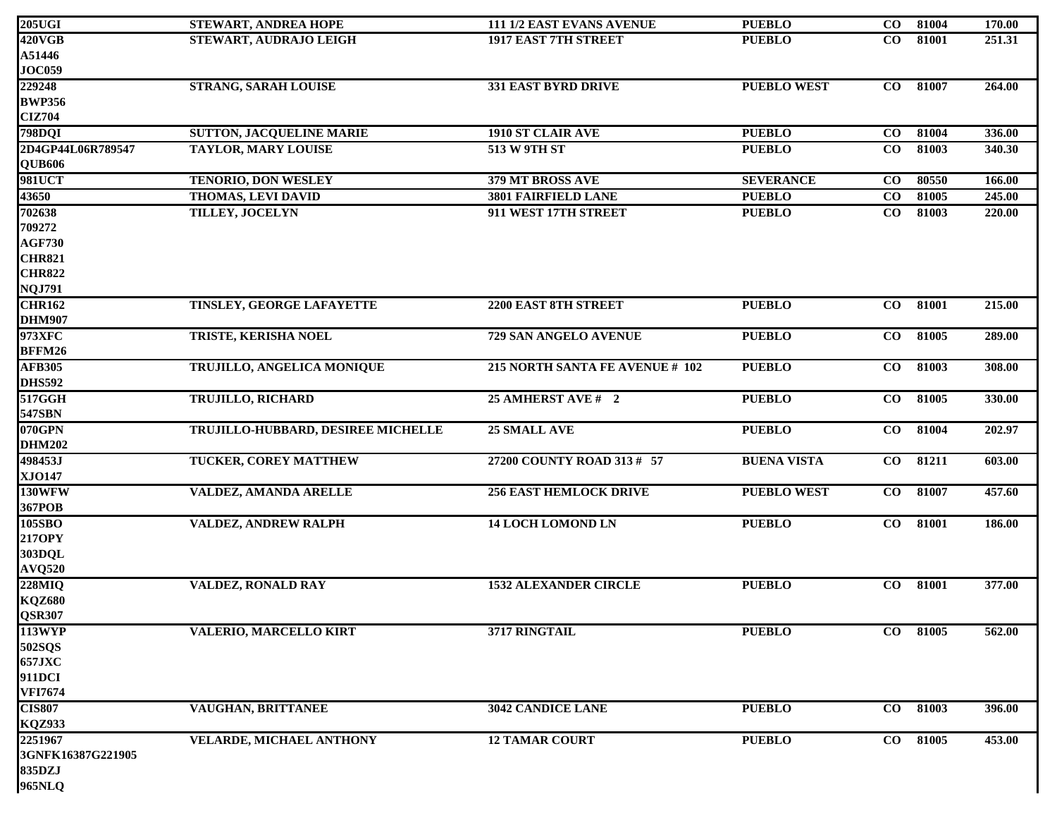| | | | | | | |
|---|---|---|---|---|---|---|
| 205UGI | STEWART, ANDREA HOPE | 111 1/2 EAST EVANS AVENUE | PUEBLO | CO | 81004 | 170.00 |
| 420VGB<br>A51446<br>JOC059 | STEWART, AUDRAJO LEIGH | 1917 EAST 7TH STREET | PUEBLO | CO | 81001 | 251.31 |
| 229248<br>BWP356<br>CIZ704 | STRANG, SARAH LOUISE | 331 EAST BYRD DRIVE | PUEBLO WEST | CO | 81007 | 264.00 |
| 798DQI | SUTTON, JACQUELINE MARIE | 1910 ST CLAIR AVE | PUEBLO | CO | 81004 | 336.00 |
| 2D4GP44L06R789547<br>QUB606 | TAYLOR, MARY LOUISE | 513 W 9TH ST | PUEBLO | CO | 81003 | 340.30 |
| 981UCT | TENORIO, DON WESLEY | 379 MT BROSS AVE | SEVERANCE | CO | 80550 | 166.00 |
| 43650 | THOMAS, LEVI DAVID | 3801 FAIRFIELD LANE | PUEBLO | CO | 81005 | 245.00 |
| 702638<br>709272<br>AGF730<br>CHR821<br>CHR822<br>NQJ791 | TILLEY, JOCELYN | 911 WEST 17TH STREET | PUEBLO | CO | 81003 | 220.00 |
| CHR162<br>DHM907 | TINSLEY, GEORGE LAFAYETTE | 2200 EAST 8TH STREET | PUEBLO | CO | 81001 | 215.00 |
| 973XFC<br>BFFM26 | TRISTE, KERISHA NOEL | 729 SAN ANGELO AVENUE | PUEBLO | CO | 81005 | 289.00 |
| AFB305<br>DHS592 | TRUJILLO, ANGELICA MONIQUE | 215 NORTH SANTA FE AVENUE # 102 | PUEBLO | CO | 81003 | 308.00 |
| 517GGH<br>547SBN | TRUJILLO, RICHARD | 25 AMHERST AVE # 2 | PUEBLO | CO | 81005 | 330.00 |
| 070GPN<br>DHM202 | TRUJILLO-HUBBARD, DESIREE MICHELLE | 25 SMALL AVE | PUEBLO | CO | 81004 | 202.97 |
| 498453J<br>XJO147 | TUCKER, COREY MATTHEW | 27200 COUNTY ROAD 313 # 57 | BUENA VISTA | CO | 81211 | 603.00 |
| 130WFW<br>367POB | VALDEZ, AMANDA ARELLE | 256 EAST HEMLOCK DRIVE | PUEBLO WEST | CO | 81007 | 457.60 |
| 105SBO<br>217OPY<br>303DQL<br>AVQ520 | VALDEZ, ANDREW RALPH | 14 LOCH LOMOND LN | PUEBLO | CO | 81001 | 186.00 |
| 228MIQ<br>KQZ680<br>QSR307 | VALDEZ, RONALD RAY | 1532 ALEXANDER CIRCLE | PUEBLO | CO | 81001 | 377.00 |
| 113WYP<br>502SQS<br>657JXC<br>911DCI<br>VFI7674 | VALERIO, MARCELLO KIRT | 3717 RINGTAIL | PUEBLO | CO | 81005 | 562.00 |
| CIS807<br>KQZ933 | VAUGHAN, BRITTANEE | 3042 CANDICE LANE | PUEBLO | CO | 81003 | 396.00 |
| 2251967<br>3GNFK16387G221905<br>835DZJ<br>965NLQ | VELARDE, MICHAEL ANTHONY | 12 TAMAR COURT | PUEBLO | CO | 81005 | 453.00 |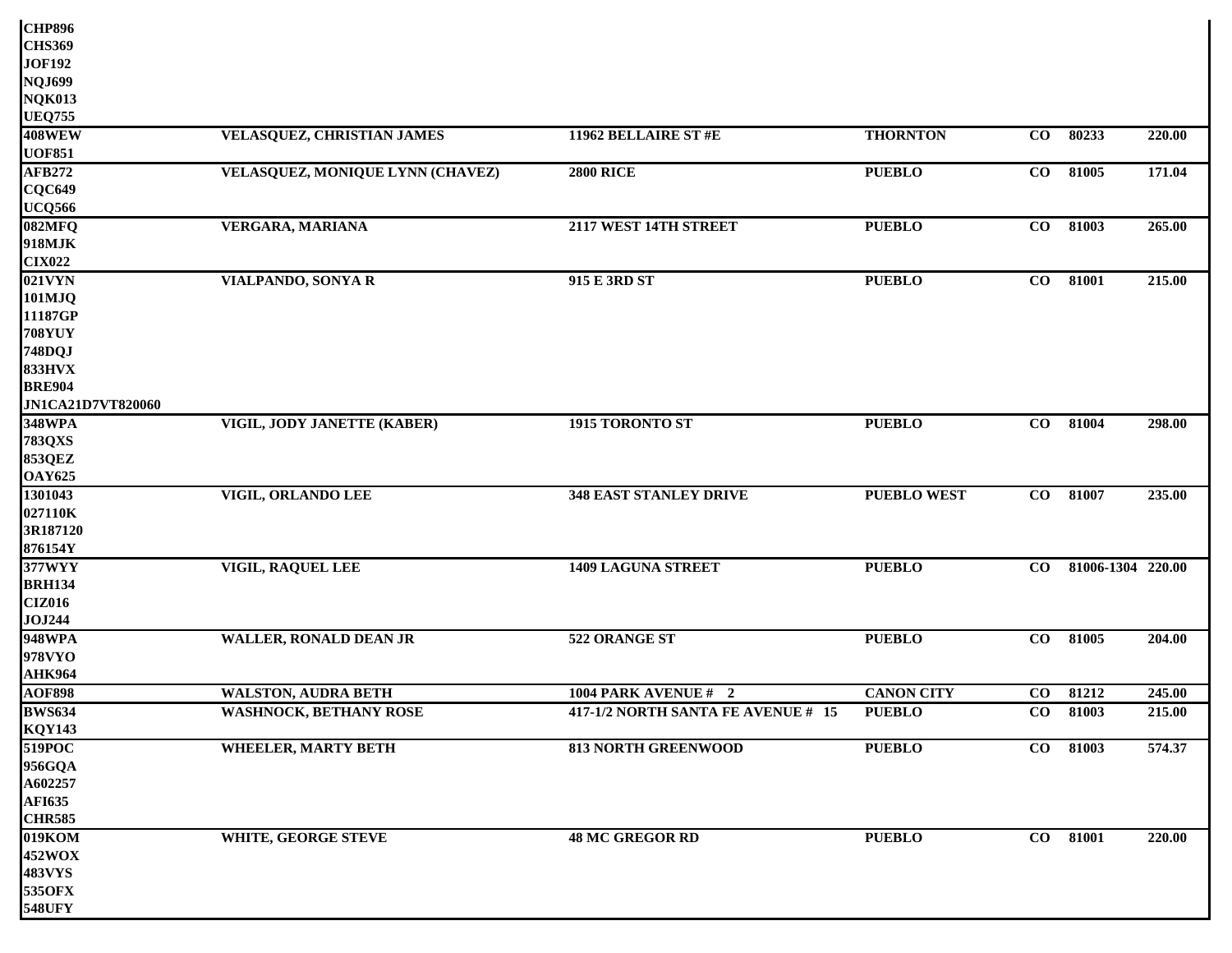| | | | | | | |
|---|---|---|---|---|---|---|
| CHP896<br>CHS369<br>JOF192<br>NQJ699<br>NQK013<br>UEQ755 | | | | | | |
| 408WEW<br>UOF851 | VELASQUEZ, CHRISTIAN JAMES | 11962 BELLAIRE ST #E | THORNTON | CO | 80233 | 220.00 |
| AFB272<br>CQC649<br>UCQ566 | VELASQUEZ, MONIQUE LYNN (CHAVEZ) | 2800 RICE | PUEBLO | CO | 81005 | 171.04 |
| 082MFQ<br>918MJK<br>CIX022 | VERGARA, MARIANA | 2117 WEST 14TH STREET | PUEBLO | CO | 81003 | 265.00 |
| 021VYN<br>101MJQ<br>11187GP<br>708YUY<br>748DQJ<br>833HVX<br>BRE904<br>JN1CA21D7VT820060 | VIALPANDO, SONYA R | 915 E 3RD ST | PUEBLO | CO | 81001 | 215.00 |
| 348WPA<br>783QXS<br>853QEZ<br>OAY625 | VIGIL, JODY JANETTE (KABER) | 1915 TORONTO ST | PUEBLO | CO | 81004 | 298.00 |
| 1301043<br>027110K<br>3R187120<br>876154Y | VIGIL, ORLANDO LEE | 348 EAST STANLEY DRIVE | PUEBLO WEST | CO | 81007 | 235.00 |
| 377WYY<br>BRH134<br>CIZ016<br>JOJ244 | VIGIL, RAQUEL LEE | 1409 LAGUNA STREET | PUEBLO | CO | 81006-1304 | 220.00 |
| 948WPA<br>978VYO<br>AHK964 | WALLER, RONALD DEAN JR | 522 ORANGE ST | PUEBLO | CO | 81005 | 204.00 |
| AOF898 | WALSTON, AUDRA BETH | 1004 PARK AVENUE # 2 | CANON CITY | CO | 81212 | 245.00 |
| BWS634<br>KQY143 | WASHNOCK, BETHANY ROSE | 417-1/2 NORTH SANTA FE AVENUE # 15 | PUEBLO | CO | 81003 | 215.00 |
| 519POC<br>956GQA<br>A602257<br>AFI635<br>CHR585 | WHEELER, MARTY BETH | 813 NORTH GREENWOOD | PUEBLO | CO | 81003 | 574.37 |
| 019KOM<br>452WOX<br>483VYS<br>535OFX<br>548UFY | WHITE, GEORGE STEVE | 48 MC GREGOR RD | PUEBLO | CO | 81001 | 220.00 |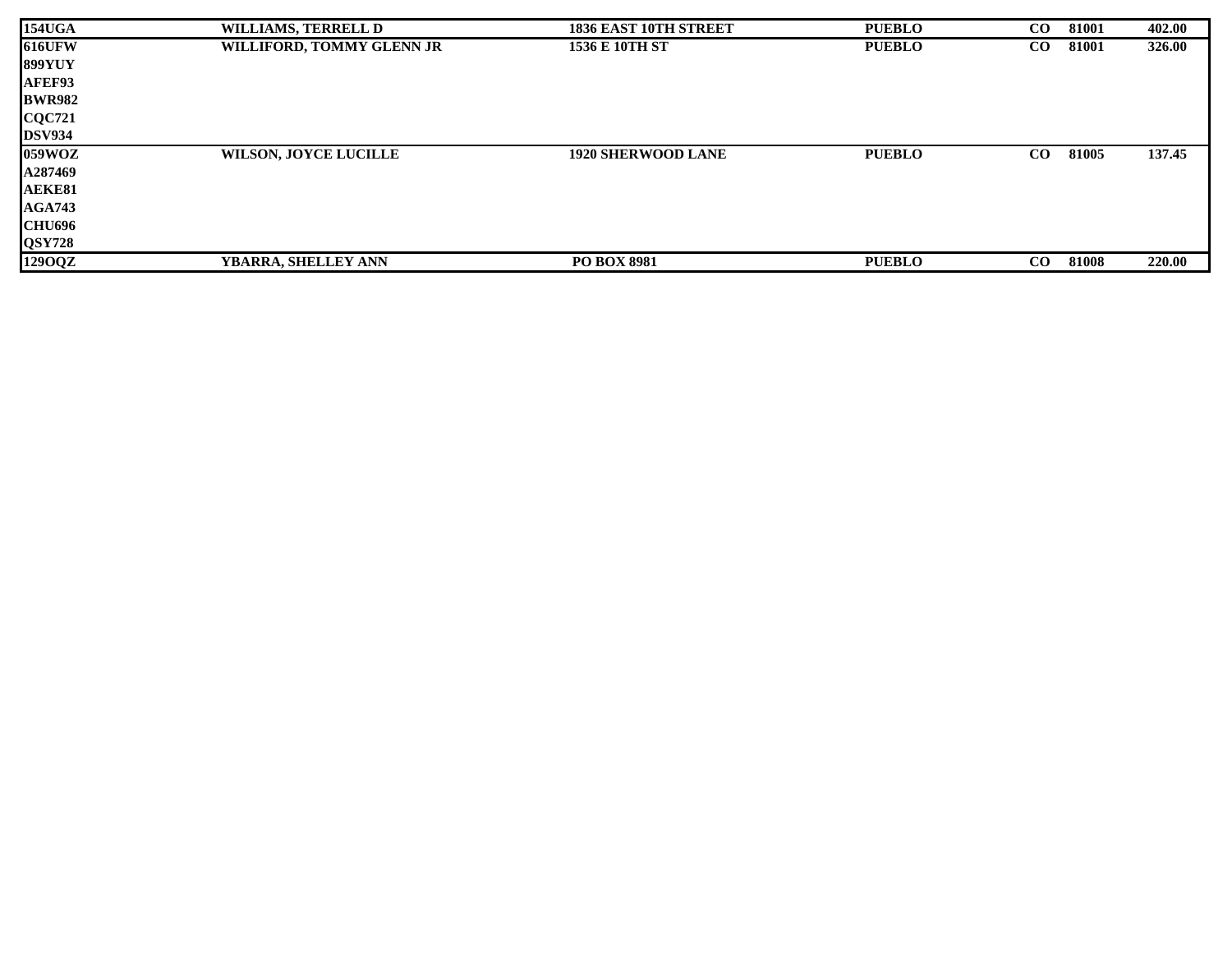| | | | | | | |
|---|---|---|---|---|---|---|
| 154UGA | WILLIAMS, TERRELL D | 1836 EAST 10TH STREET | PUEBLO | CO | 81001 | 402.00 |
| 616UFW | WILLIFORD, TOMMY GLENN JR | 1536 E 10TH ST | PUEBLO | CO | 81001 | 326.00 |
| 899YUY | | | | | | |
| AFEF93 | | | | | | |
| BWR982 | | | | | | |
| CQC721 | | | | | | |
| DSV934 | | | | | | |
| 059WOZ | WILSON, JOYCE LUCILLE | 1920 SHERWOOD LANE | PUEBLO | CO | 81005 | 137.45 |
| A287469 | | | | | | |
| AEKE81 | | | | | | |
| AGA743 | | | | | | |
| CHU696 | | | | | | |
| QSY728 | | | | | | |
| 129OQZ | YBARRA, SHELLEY ANN | PO BOX 8981 | PUEBLO | CO | 81008 | 220.00 |